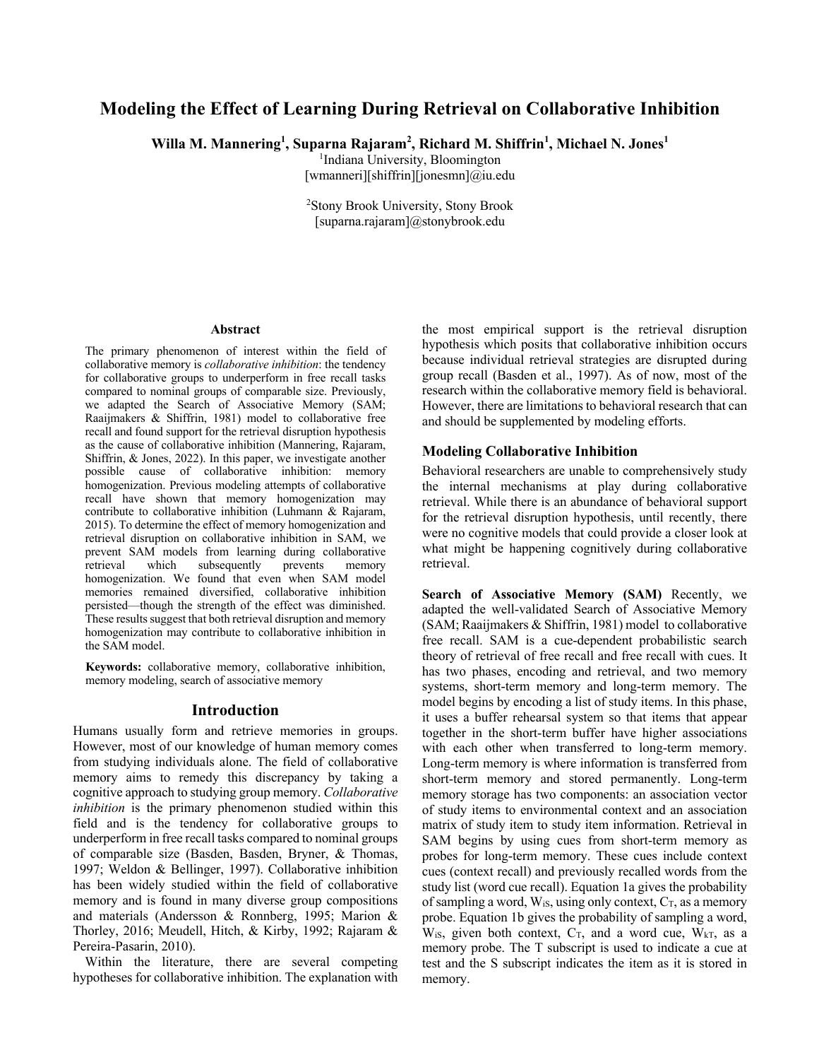# Modeling the Effect of Learning During Retrieval on Collaborative Inhibition

**Willa M. Mannering[1], Suparna Rajaram[2], Richard M. Shiffrin[1], Michael N. Jones[1]**

[1]Indiana University, Bloomington
[wmanneri][shiffrin][jonesmn]@iu.edu

[2]Stony Brook University, Stony Brook
[suparna.rajaram]@stonybrook.edu

## Abstract

The primary phenomenon of interest within the field of collaborative memory is *collaborative inhibition*: the tendency for collaborative groups to underperform in free recall tasks compared to nominal groups of comparable size. Previously, we adapted the Search of Associative Memory (SAM; Raaijmakers & Shiffrin, 1981) model to collaborative free recall and found support for the retrieval disruption hypothesis as the cause of collaborative inhibition (Mannering, Rajaram, Shiffrin, & Jones, 2022). In this paper, we investigate another possible cause of collaborative inhibition: memory homogenization. Previous modeling attempts of collaborative recall have shown that memory homogenization may contribute to collaborative inhibition (Luhmann & Rajaram, 2015). To determine the effect of memory homogenization and retrieval disruption on collaborative inhibition in SAM, we prevent SAM models from learning during collaborative retrieval which subsequently prevents memory homogenization. We found that even when SAM model memories remained diversified, collaborative inhibition persisted—though the strength of the effect was diminished. These results suggest that both retrieval disruption and memory homogenization may contribute to collaborative inhibition in the SAM model.

**Keywords:** collaborative memory, collaborative inhibition, memory modeling, search of associative memory

## Introduction

Humans usually form and retrieve memories in groups. However, most of our knowledge of human memory comes from studying individuals alone. The field of collaborative memory aims to remedy this discrepancy by taking a cognitive approach to studying group memory. *Collaborative inhibition* is the primary phenomenon studied within this field and is the tendency for collaborative groups to underperform in free recall tasks compared to nominal groups of comparable size (Basden, Basden, Bryner, & Thomas, 1997; Weldon & Bellinger, 1997). Collaborative inhibition has been widely studied within the field of collaborative memory and is found in many diverse group compositions and materials (Andersson & Ronnberg, 1995; Marion & Thorley, 2016; Meudell, Hitch, & Kirby, 1992; Rajaram & Pereira-Pasarin, 2010).

Within the literature, there are several competing hypotheses for collaborative inhibition. The explanation with the most empirical support is the retrieval disruption hypothesis which posits that collaborative inhibition occurs because individual retrieval strategies are disrupted during group recall (Basden et al., 1997). As of now, most of the research within the collaborative memory field is behavioral. However, there are limitations to behavioral research that can and should be supplemented by modeling efforts.

### Modeling Collaborative Inhibition

Behavioral researchers are unable to comprehensively study the internal mechanisms at play during collaborative retrieval. While there is an abundance of behavioral support for the retrieval disruption hypothesis, until recently, there were no cognitive models that could provide a closer look at what might be happening cognitively during collaborative retrieval.

**Search of Associative Memory (SAM)** Recently, we adapted the well-validated Search of Associative Memory (SAM; Raaijmakers & Shiffrin, 1981) model to collaborative free recall. SAM is a cue-dependent probabilistic search theory of retrieval of free recall and free recall with cues. It has two phases, encoding and retrieval, and two memory systems, short-term memory and long-term memory. The model begins by encoding a list of study items. In this phase, it uses a buffer rehearsal system so that items that appear together in the short-term buffer have higher associations with each other when transferred to long-term memory. Long-term memory is where information is transferred from short-term memory and stored permanently. Long-term memory storage has two components: an association vector of study items to environmental context and an association matrix of study item to study item information. Retrieval in SAM begins by using cues from short-term memory as probes for long-term memory. These cues include context cues (context recall) and previously recalled words from the study list (word cue recall). Equation 1a gives the probability of sampling a word, $W_{iS}$, using only context, $C_T$, as a memory probe. Equation 1b gives the probability of sampling a word, $W_{iS}$, given both context, $C_T$, and a word cue, $W_{kT}$, as a memory probe. The T subscript is used to indicate a cue at test and the S subscript indicates the item as it is stored in memory.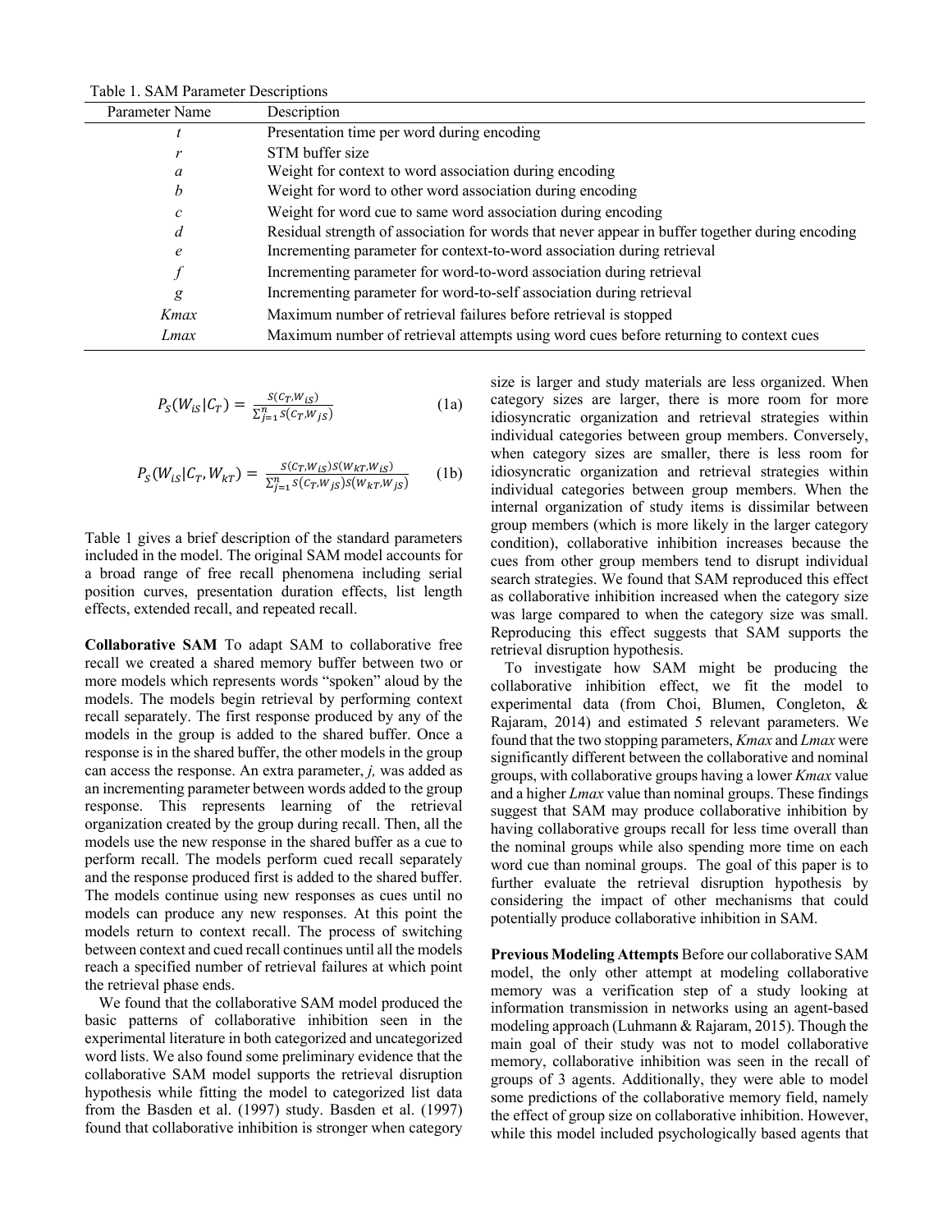Table 1. SAM Parameter Descriptions

| Parameter Name | Description |
|---|---|
| *t* | Presentation time per word during encoding |
| *r* | STM buffer size |
| *a* | Weight for context to word association during encoding |
| *b* | Weight for word to other word association during encoding |
| *c* | Weight for word cue to same word association during encoding |
| *d* | Residual strength of association for words that never appear in buffer together during encoding |
| *e* | Incrementing parameter for context-to-word association during retrieval |
| *f* | Incrementing parameter for word-to-word association during retrieval |
| *g* | Incrementing parameter for word-to-self association during retrieval |
| *Kmax* | Maximum number of retrieval failures before retrieval is stopped |
| *Lmax* | Maximum number of retrieval attempts using word cues before returning to context cues |

$$P_S(W_{iS}|C_T) = \frac{S(C_T,W_{iS})}{\sum_{j=1}^{n} S(C_T,W_{jS})} \quad (1a)$$

$$P_S(W_{iS}|C_T, W_{kT}) = \frac{S(C_T,W_{iS})S(W_{kT},W_{iS})}{\sum_{j=1}^{n} S(C_T,W_{jS})S(W_{kT},W_{jS})} \quad (1b)$$

Table 1 gives a brief description of the standard parameters included in the model. The original SAM model accounts for a broad range of free recall phenomena including serial position curves, presentation duration effects, list length effects, extended recall, and repeated recall.

**Collaborative SAM** To adapt SAM to collaborative free recall we created a shared memory buffer between two or more models which represents words "spoken" aloud by the models. The models begin retrieval by performing context recall separately. The first response produced by any of the models in the group is added to the shared buffer. Once a response is in the shared buffer, the other models in the group can access the response. An extra parameter, *j,* was added as an incrementing parameter between words added to the group response. This represents learning of the retrieval organization created by the group during recall. Then, all the models use the new response in the shared buffer as a cue to perform recall. The models perform cued recall separately and the response produced first is added to the shared buffer. The models continue using new responses as cues until no models can produce any new responses. At this point the models return to context recall. The process of switching between context and cued recall continues until all the models reach a specified number of retrieval failures at which point the retrieval phase ends.

We found that the collaborative SAM model produced the basic patterns of collaborative inhibition seen in the experimental literature in both categorized and uncategorized word lists. We also found some preliminary evidence that the collaborative SAM model supports the retrieval disruption hypothesis while fitting the model to categorized list data from the Basden et al. (1997) study. Basden et al. (1997) found that collaborative inhibition is stronger when category size is larger and study materials are less organized. When category sizes are larger, there is more room for more idiosyncratic organization and retrieval strategies within individual categories between group members. Conversely, when category sizes are smaller, there is less room for idiosyncratic organization and retrieval strategies within individual categories between group members. When the internal organization of study items is dissimilar between group members (which is more likely in the larger category condition), collaborative inhibition increases because the cues from other group members tend to disrupt individual search strategies. We found that SAM reproduced this effect as collaborative inhibition increased when the category size was large compared to when the category size was small. Reproducing this effect suggests that SAM supports the retrieval disruption hypothesis.

To investigate how SAM might be producing the collaborative inhibition effect, we fit the model to experimental data (from Choi, Blumen, Congleton, & Rajaram, 2014) and estimated 5 relevant parameters. We found that the two stopping parameters, *Kmax* and *Lmax* were significantly different between the collaborative and nominal groups, with collaborative groups having a lower *Kmax* value and a higher *Lmax* value than nominal groups. These findings suggest that SAM may produce collaborative inhibition by having collaborative groups recall for less time overall than the nominal groups while also spending more time on each word cue than nominal groups. The goal of this paper is to further evaluate the retrieval disruption hypothesis by considering the impact of other mechanisms that could potentially produce collaborative inhibition in SAM.

**Previous Modeling Attempts** Before our collaborative SAM model, the only other attempt at modeling collaborative memory was a verification step of a study looking at information transmission in networks using an agent-based modeling approach (Luhmann & Rajaram, 2015). Though the main goal of their study was not to model collaborative memory, collaborative inhibition was seen in the recall of groups of 3 agents. Additionally, they were able to model some predictions of the collaborative memory field, namely the effect of group size on collaborative inhibition. However, while this model included psychologically based agents that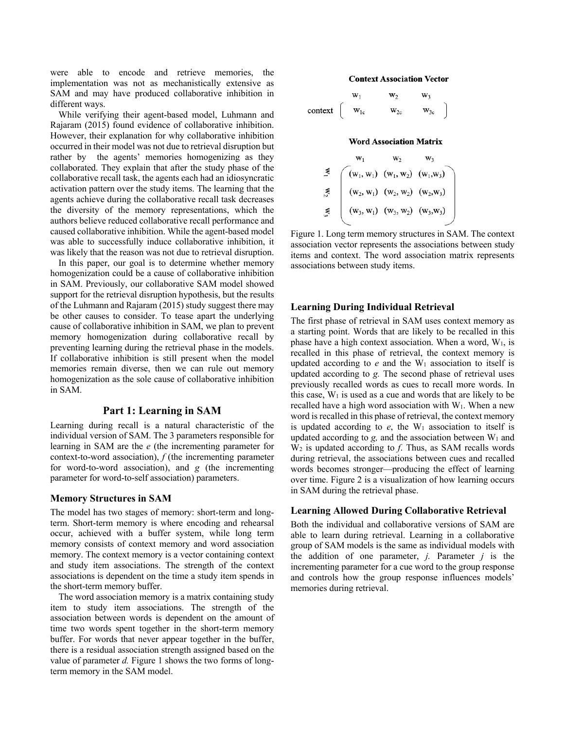were able to encode and retrieve memories, the implementation was not as mechanistically extensive as SAM and may have produced collaborative inhibition in different ways.

While verifying their agent-based model, Luhmann and Rajaram (2015) found evidence of collaborative inhibition. However, their explanation for why collaborative inhibition occurred in their model was not due to retrieval disruption but rather by the agents' memories homogenizing as they collaborated. They explain that after the study phase of the collaborative recall task, the agents each had an idiosyncratic activation pattern over the study items. The learning that the agents achieve during the collaborative recall task decreases the diversity of the memory representations, which the authors believe reduced collaborative recall performance and caused collaborative inhibition. While the agent-based model was able to successfully induce collaborative inhibition, it was likely that the reason was not due to retrieval disruption.

In this paper, our goal is to determine whether memory homogenization could be a cause of collaborative inhibition in SAM. Previously, our collaborative SAM model showed support for the retrieval disruption hypothesis, but the results of the Luhmann and Rajaram (2015) study suggest there may be other causes to consider. To tease apart the underlying cause of collaborative inhibition in SAM, we plan to prevent memory homogenization during collaborative recall by preventing learning during the retrieval phase in the models. If collaborative inhibition is still present when the model memories remain diverse, then we can rule out memory homogenization as the sole cause of collaborative inhibition in SAM.

## Part 1: Learning in SAM

Learning during recall is a natural characteristic of the individual version of SAM. The 3 parameters responsible for learning in SAM are the *e* (the incrementing parameter for context-to-word association), *f* (the incrementing parameter for word-to-word association), and *g* (the incrementing parameter for word-to-self association) parameters.

### Memory Structures in SAM

The model has two stages of memory: short-term and long-term. Short-term memory is where encoding and rehearsal occur, achieved with a buffer system, while long term memory consists of context memory and word association memory. The context memory is a vector containing context and study item associations. The strength of the context associations is dependent on the time a study item spends in the short-term memory buffer.

The word association memory is a matrix containing study item to study item associations. The strength of the association between words is dependent on the amount of time two words spent together in the short-term memory buffer. For words that never appear together in the buffer, there is a residual association strength assigned based on the value of parameter *d.* Figure 1 shows the two forms of long-term memory in the SAM model.

**Context Association Vector**

$$\text{context}\begin{pmatrix} \overset{w_1}{w_{1c}} & \overset{w_2}{w_{2c}} & \overset{w_3}{w_{3c}} \end{pmatrix}$$

**Word Association Matrix**

$$\begin{array}{c} \\ w_1 \\ w_2 \\ w_3 \end{array}\begin{array}{c} \begin{array}{ccc} w_1 & w_2 & w_3 \end{array} \\ \begin{pmatrix} (w_1, w_1) & (w_1, w_2) & (w_1, w_3) \\ (w_2, w_1) & (w_2, w_2) & (w_2, w_3) \\ (w_3, w_1) & (w_3, w_2) & (w_3, w_3) \end{pmatrix} \end{array}$$

Figure 1. Long term memory structures in SAM. The context association vector represents the associations between study items and context. The word association matrix represents associations between study items.

### Learning During Individual Retrieval

The first phase of retrieval in SAM uses context memory as a starting point. Words that are likely to be recalled in this phase have a high context association. When a word, $W_1$, is recalled in this phase of retrieval, the context memory is updated according to *e* and the $W_1$ association to itself is updated according to *g.* The second phase of retrieval uses previously recalled words as cues to recall more words. In this case, $W_1$ is used as a cue and words that are likely to be recalled have a high word association with $W_1$. When a new word is recalled in this phase of retrieval, the context memory is updated according to *e*, the $W_1$ association to itself is updated according to *g,* and the association between $W_1$ and $W_2$ is updated according to *f.* Thus, as SAM recalls words during retrieval, the associations between cues and recalled words becomes stronger—producing the effect of learning over time. Figure 2 is a visualization of how learning occurs in SAM during the retrieval phase.

### Learning Allowed During Collaborative Retrieval

Both the individual and collaborative versions of SAM are able to learn during retrieval. Learning in a collaborative group of SAM models is the same as individual models with the addition of one parameter, *j.* Parameter *j* is the incrementing parameter for a cue word to the group response and controls how the group response influences models' memories during retrieval.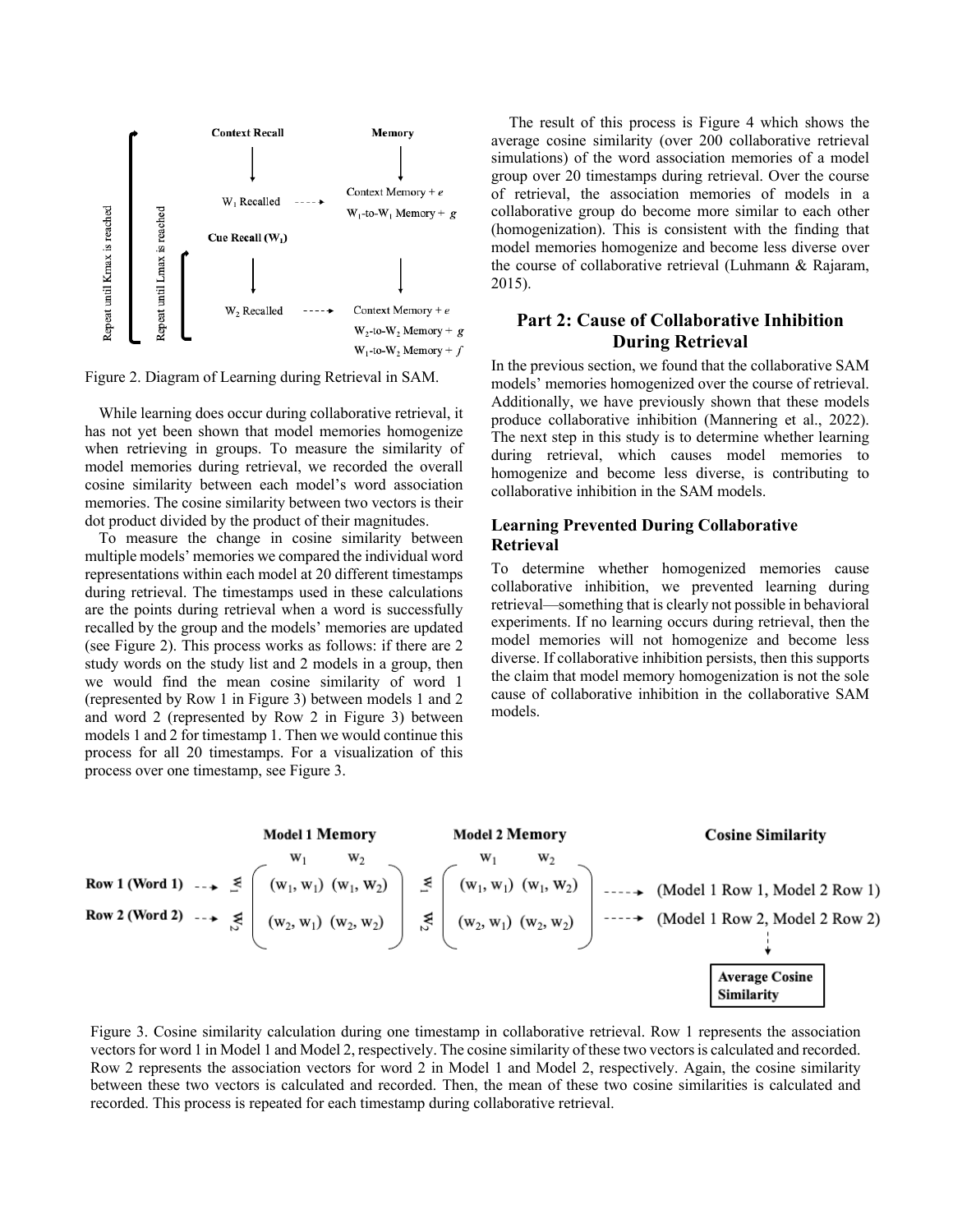Figure 2. Diagram of Learning during Retrieval in SAM.

While learning does occur during collaborative retrieval, it has not yet been shown that model memories homogenize when retrieving in groups. To measure the similarity of model memories during retrieval, we recorded the overall cosine similarity between each model's word association memories. The cosine similarity between two vectors is their dot product divided by the product of their magnitudes.

To measure the change in cosine similarity between multiple models' memories we compared the individual word representations within each model at 20 different timestamps during retrieval. The timestamps used in these calculations are the points during retrieval when a word is successfully recalled by the group and the models' memories are updated (see Figure 2). This process works as follows: if there are 2 study words on the study list and 2 models in a group, then we would find the mean cosine similarity of word 1 (represented by Row 1 in Figure 3) between models 1 and 2 and word 2 (represented by Row 2 in Figure 3) between models 1 and 2 for timestamp 1. Then we would continue this process for all 20 timestamps. For a visualization of this process over one timestamp, see Figure 3.

The result of this process is Figure 4 which shows the average cosine similarity (over 200 collaborative retrieval simulations) of the word association memories of a model group over 20 timestamps during retrieval. Over the course of retrieval, the association memories of models in a collaborative group do become more similar to each other (homogenization). This is consistent with the finding that model memories homogenize and become less diverse over the course of collaborative retrieval (Luhmann & Rajaram, 2015).

## Part 2: Cause of Collaborative Inhibition During Retrieval

In the previous section, we found that the collaborative SAM models' memories homogenized over the course of retrieval. Additionally, we have previously shown that these models produce collaborative inhibition (Mannering et al., 2022). The next step in this study is to determine whether learning during retrieval, which causes model memories to homogenize and become less diverse, is contributing to collaborative inhibition in the SAM models.

### Learning Prevented During Collaborative Retrieval

To determine whether homogenized memories cause collaborative inhibition, we prevented learning during retrieval—something that is clearly not possible in behavioral experiments. If no learning occurs during retrieval, then the model memories will not homogenize and become less diverse. If collaborative inhibition persists, then this supports the claim that model memory homogenization is not the sole cause of collaborative inhibition in the collaborative SAM models.

Figure 3. Cosine similarity calculation during one timestamp in collaborative retrieval. Row 1 represents the association vectors for word 1 in Model 1 and Model 2, respectively. The cosine similarity of these two vectors is calculated and recorded. Row 2 represents the association vectors for word 2 in Model 1 and Model 2, respectively. Again, the cosine similarity between these two vectors is calculated and recorded. Then, the mean of these two cosine similarities is calculated and recorded. This process is repeated for each timestamp during collaborative retrieval.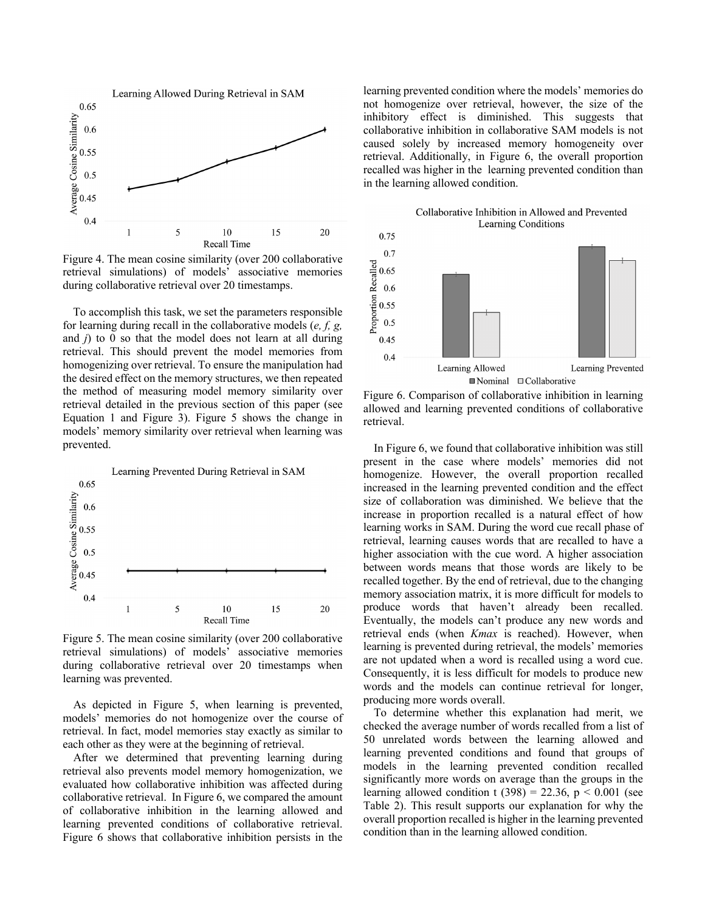Figure 4. The mean cosine similarity (over 200 collaborative retrieval simulations) of models' associative memories during collaborative retrieval over 20 timestamps.

To accomplish this task, we set the parameters responsible for learning during recall in the collaborative models (*e, f, g,* and *j*) to 0 so that the model does not learn at all during retrieval. This should prevent the model memories from homogenizing over retrieval. To ensure the manipulation had the desired effect on the memory structures, we then repeated the method of measuring model memory similarity over retrieval detailed in the previous section of this paper (see Equation 1 and Figure 3). Figure 5 shows the change in models' memory similarity over retrieval when learning was prevented.

Figure 5. The mean cosine similarity (over 200 collaborative retrieval simulations) of models' associative memories during collaborative retrieval over 20 timestamps when learning was prevented.

As depicted in Figure 5, when learning is prevented, models' memories do not homogenize over the course of retrieval. In fact, model memories stay exactly as similar to each other as they were at the beginning of retrieval.

After we determined that preventing learning during retrieval also prevents model memory homogenization, we evaluated how collaborative inhibition was affected during collaborative retrieval. In Figure 6, we compared the amount of collaborative inhibition in the learning allowed and learning prevented conditions of collaborative retrieval. Figure 6 shows that collaborative inhibition persists in the learning prevented condition where the models' memories do not homogenize over retrieval, however, the size of the inhibitory effect is diminished. This suggests that collaborative inhibition in collaborative SAM models is not caused solely by increased memory homogeneity over retrieval. Additionally, in Figure 6, the overall proportion recalled was higher in the learning prevented condition than in the learning allowed condition.

Figure 6. Comparison of collaborative inhibition in learning allowed and learning prevented conditions of collaborative retrieval.

In Figure 6, we found that collaborative inhibition was still present in the case where models' memories did not homogenize. However, the overall proportion recalled increased in the learning prevented condition and the effect size of collaboration was diminished. We believe that the increase in proportion recalled is a natural effect of how learning works in SAM. During the word cue recall phase of retrieval, learning causes words that are recalled to have a higher association with the cue word. A higher association between words means that those words are likely to be recalled together. By the end of retrieval, due to the changing memory association matrix, it is more difficult for models to produce words that haven't already been recalled. Eventually, the models can't produce any new words and retrieval ends (when *Kmax* is reached). However, when learning is prevented during retrieval, the models' memories are not updated when a word is recalled using a word cue. Consequently, it is less difficult for models to produce new words and the models can continue retrieval for longer, producing more words overall.

To determine whether this explanation had merit, we checked the average number of words recalled from a list of 50 unrelated words between the learning allowed and learning prevented conditions and found that groups of models in the learning prevented condition recalled significantly more words on average than the groups in the learning allowed condition $t(398) = 22.36$, $p < 0.001$ (see Table 2). This result supports our explanation for why the overall proportion recalled is higher in the learning prevented condition than in the learning allowed condition.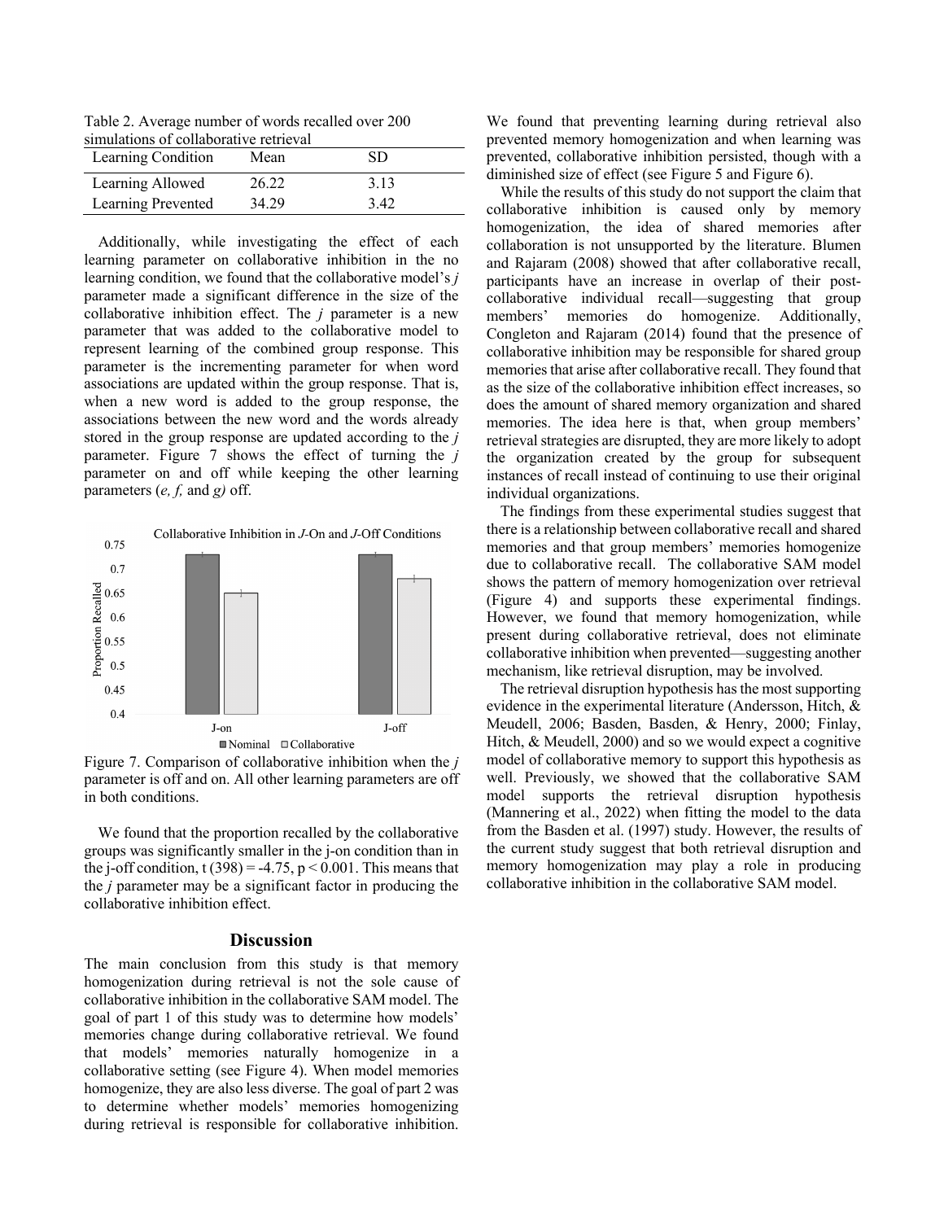Table 2. Average number of words recalled over 200 simulations of collaborative retrieval

| Learning Condition | Mean | SD |
|---|---|---|
| Learning Allowed | 26.22 | 3.13 |
| Learning Prevented | 34.29 | 3.42 |

Additionally, while investigating the effect of each learning parameter on collaborative inhibition in the no learning condition, we found that the collaborative model's *j* parameter made a significant difference in the size of the collaborative inhibition effect. The *j* parameter is a new parameter that was added to the collaborative model to represent learning of the combined group response. This parameter is the incrementing parameter for when word associations are updated within the group response. That is, when a new word is added to the group response, the associations between the new word and the words already stored in the group response are updated according to the *j* parameter. Figure 7 shows the effect of turning the *j* parameter on and off while keeping the other learning parameters (*e, f,* and *g)* off.

Figure 7. Comparison of collaborative inhibition when the *j* parameter is off and on. All other learning parameters are off in both conditions.

We found that the proportion recalled by the collaborative groups was significantly smaller in the j-on condition than in the j-off condition, $t\,(398) = -4.75$, $p < 0.001$. This means that the *j* parameter may be a significant factor in producing the collaborative inhibition effect.

## Discussion

The main conclusion from this study is that memory homogenization during retrieval is not the sole cause of collaborative inhibition in the collaborative SAM model. The goal of part 1 of this study was to determine how models' memories change during collaborative retrieval. We found that models' memories naturally homogenize in a collaborative setting (see Figure 4). When model memories homogenize, they are also less diverse. The goal of part 2 was to determine whether models' memories homogenizing during retrieval is responsible for collaborative inhibition. We found that preventing learning during retrieval also prevented memory homogenization and when learning was prevented, collaborative inhibition persisted, though with a diminished size of effect (see Figure 5 and Figure 6).

While the results of this study do not support the claim that collaborative inhibition is caused only by memory homogenization, the idea of shared memories after collaboration is not unsupported by the literature. Blumen and Rajaram (2008) showed that after collaborative recall, participants have an increase in overlap of their post-collaborative individual recall—suggesting that group members' memories do homogenize. Additionally, Congleton and Rajaram (2014) found that the presence of collaborative inhibition may be responsible for shared group memories that arise after collaborative recall. They found that as the size of the collaborative inhibition effect increases, so does the amount of shared memory organization and shared memories. The idea here is that, when group members' retrieval strategies are disrupted, they are more likely to adopt the organization created by the group for subsequent instances of recall instead of continuing to use their original individual organizations.

The findings from these experimental studies suggest that there is a relationship between collaborative recall and shared memories and that group members' memories homogenize due to collaborative recall. The collaborative SAM model shows the pattern of memory homogenization over retrieval (Figure 4) and supports these experimental findings. However, we found that memory homogenization, while present during collaborative retrieval, does not eliminate collaborative inhibition when prevented—suggesting another mechanism, like retrieval disruption, may be involved.

The retrieval disruption hypothesis has the most supporting evidence in the experimental literature (Andersson, Hitch, & Meudell, 2006; Basden, Basden, & Henry, 2000; Finlay, Hitch, & Meudell, 2000) and so we would expect a cognitive model of collaborative memory to support this hypothesis as well. Previously, we showed that the collaborative SAM model supports the retrieval disruption hypothesis (Mannering et al., 2022) when fitting the model to the data from the Basden et al. (1997) study. However, the results of the current study suggest that both retrieval disruption and memory homogenization may play a role in producing collaborative inhibition in the collaborative SAM model.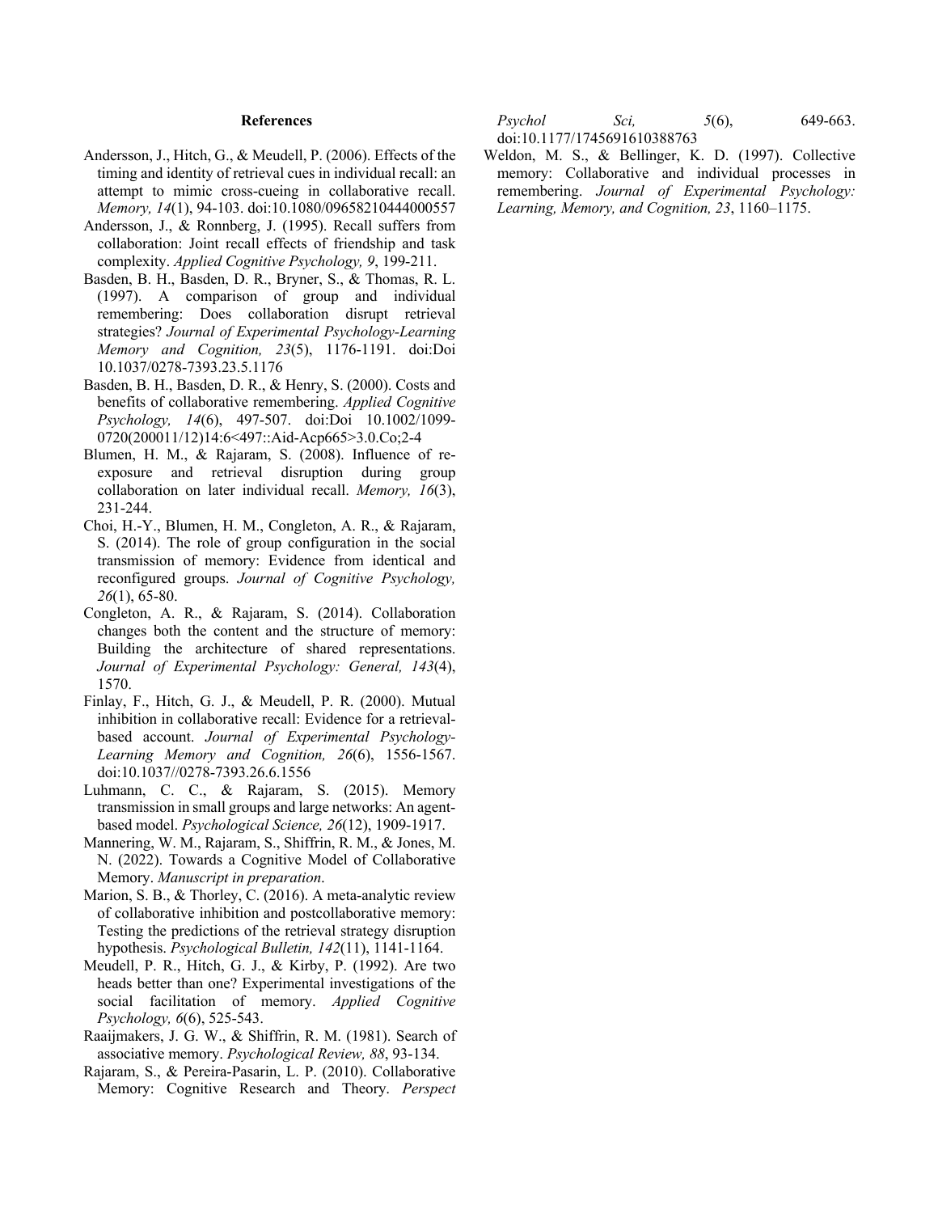## References

Andersson, J., Hitch, G., & Meudell, P. (2006). Effects of the timing and identity of retrieval cues in individual recall: an attempt to mimic cross-cueing in collaborative recall. *Memory, 14*(1), 94-103. doi:10.1080/09658210444000557

Andersson, J., & Ronnberg, J. (1995). Recall suffers from collaboration: Joint recall effects of friendship and task complexity. *Applied Cognitive Psychology, 9*, 199-211.

Basden, B. H., Basden, D. R., Bryner, S., & Thomas, R. L. (1997). A comparison of group and individual remembering: Does collaboration disrupt retrieval strategies? *Journal of Experimental Psychology-Learning Memory and Cognition, 23*(5), 1176-1191. doi:Doi 10.1037/0278-7393.23.5.1176

Basden, B. H., Basden, D. R., & Henry, S. (2000). Costs and benefits of collaborative remembering. *Applied Cognitive Psychology, 14*(6), 497-507. doi:Doi 10.1002/1099-0720(200011/12)14:6<497::Aid-Acp665>3.0.Co;2-4

Blumen, H. M., & Rajaram, S. (2008). Influence of re-exposure and retrieval disruption during group collaboration on later individual recall. *Memory, 16*(3), 231-244.

Choi, H.-Y., Blumen, H. M., Congleton, A. R., & Rajaram, S. (2014). The role of group configuration in the social transmission of memory: Evidence from identical and reconfigured groups. *Journal of Cognitive Psychology, 26*(1), 65-80.

Congleton, A. R., & Rajaram, S. (2014). Collaboration changes both the content and the structure of memory: Building the architecture of shared representations. *Journal of Experimental Psychology: General, 143*(4), 1570.

Finlay, F., Hitch, G. J., & Meudell, P. R. (2000). Mutual inhibition in collaborative recall: Evidence for a retrieval-based account. *Journal of Experimental Psychology-Learning Memory and Cognition, 26*(6), 1556-1567. doi:10.1037//0278-7393.26.6.1556

Luhmann, C. C., & Rajaram, S. (2015). Memory transmission in small groups and large networks: An agent-based model. *Psychological Science, 26*(12), 1909-1917.

Mannering, W. M., Rajaram, S., Shiffrin, R. M., & Jones, M. N. (2022). Towards a Cognitive Model of Collaborative Memory. *Manuscript in preparation*.

Marion, S. B., & Thorley, C. (2016). A meta-analytic review of collaborative inhibition and postcollaborative memory: Testing the predictions of the retrieval strategy disruption hypothesis. *Psychological Bulletin, 142*(11), 1141-1164.

Meudell, P. R., Hitch, G. J., & Kirby, P. (1992). Are two heads better than one? Experimental investigations of the social facilitation of memory. *Applied Cognitive Psychology, 6*(6), 525-543.

Raaijmakers, J. G. W., & Shiffrin, R. M. (1981). Search of associative memory. *Psychological Review, 88*, 93-134.

Rajaram, S., & Pereira-Pasarin, L. P. (2010). Collaborative Memory: Cognitive Research and Theory. *Perspect Psychol Sci, 5*(6), 649-663. doi:10.1177/1745691610388763

Weldon, M. S., & Bellinger, K. D. (1997). Collective memory: Collaborative and individual processes in remembering. *Journal of Experimental Psychology: Learning, Memory, and Cognition, 23*, 1160–1175.